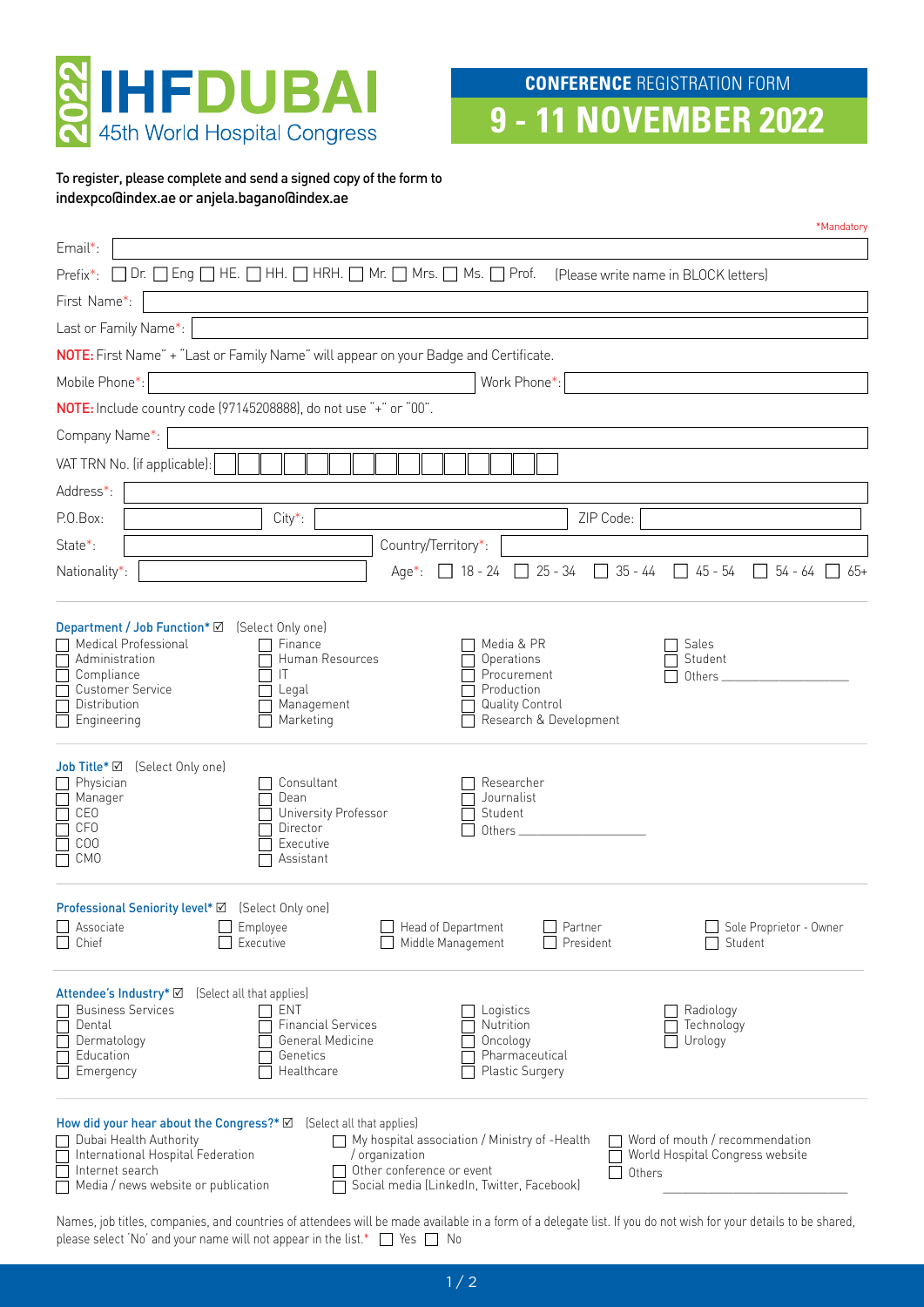# 2022 IHF DUBAI

45th World Hospital Congress

**CONFERENCE** REGISTRATION FORM

# 9 - 11 NOVEMBER 2022

To register, please complete and send a signed copy of the form to indexpco@index.ae or anjela.bagano@index.ae

*Mandatory

Email*:

Prefix*: ☐ Dr. ☐ Eng ☐ HE. ☐ HH. ☐ HRH. ☐ Mr. ☐ Mrs. ☐ Ms. ☐ Prof. (Please write name in BLOCK letters)

First Name*:

Last or Family Name*:

**NOTE:** First Name" + "Last or Family Name" will appear on your Badge and Certificate.

Mobile Phone*: Work Phone*:

**NOTE:** Include country code (97145208888), do not use "+" or "00".

Company Name*:

VAT TRN No. (if applicable):

Address*:

P.O.Box: City*: ZIP Code:

State*: Country/Territory*:

Nationality*: Age*: ☐ 18 - 24 ☐ 25 - 34 ☐ 35 - 44 ☐ 45 - 54 ☐ 54 - 64 ☐ 65+

**Department / Job Function*** ☑ (Select Only one)

☐ Medical Professional
☐ Administration
☐ Compliance
☐ Customer Service
☐ Distribution
☐ Engineering
☐ Finance
☐ Human Resources
☐ IT
☐ Legal
☐ Management
☐ Marketing
☐ Media & PR
☐ Operations
☐ Procurement
☐ Production
☐ Quality Control
☐ Research & Development
☐ Sales
☐ Student
☐ Others ___________________

**Job Title*** ☑ (Select Only one)

☐ Physician
☐ Manager
☐ CEO
☐ CFO
☐ COO
☐ CMO
☐ Consultant
☐ Dean
☐ University Professor
☐ Director
☐ Executive
☐ Assistant
☐ Researcher
☐ Journalist
☐ Student
☐ Others ___________________

**Professional Seniority level*** ☑ (Select Only one)

☐ Associate
☐ Chief
☐ Employee
☐ Executive
☐ Head of Department
☐ Middle Management
☐ Partner
☐ President
☐ Sole Proprietor - Owner
☐ Student

**Attendee's Industry*** ☑ (Select all that applies)

☐ Business Services
☐ Dental
☐ Dermatology
☐ Education
☐ Emergency
☐ ENT
☐ Financial Services
☐ General Medicine
☐ Genetics
☐ Healthcare
☐ Logistics
☐ Nutrition
☐ Oncology
☐ Pharmaceutical
☐ Plastic Surgery
☐ Radiology
☐ Technology
☐ Urology

**How did your hear about the Congress?*** ☑ (Select all that applies)

☐ Dubai Health Authority
☐ International Hospital Federation
☐ Internet search
☐ Media / news website or publication
☐ My hospital association / Ministry of -Health / organization
☐ Other conference or event
☐ Social media (LinkedIn, Twitter, Facebook)
☐ Word of mouth / recommendation
☐ World Hospital Congress website
☐ Others ___________________

Names, job titles, companies, and countries of attendees will be made available in a form of a delegate list. If you do not wish for your details to be shared, please select 'No' and your name will not appear in the list.* ☐ Yes ☐ No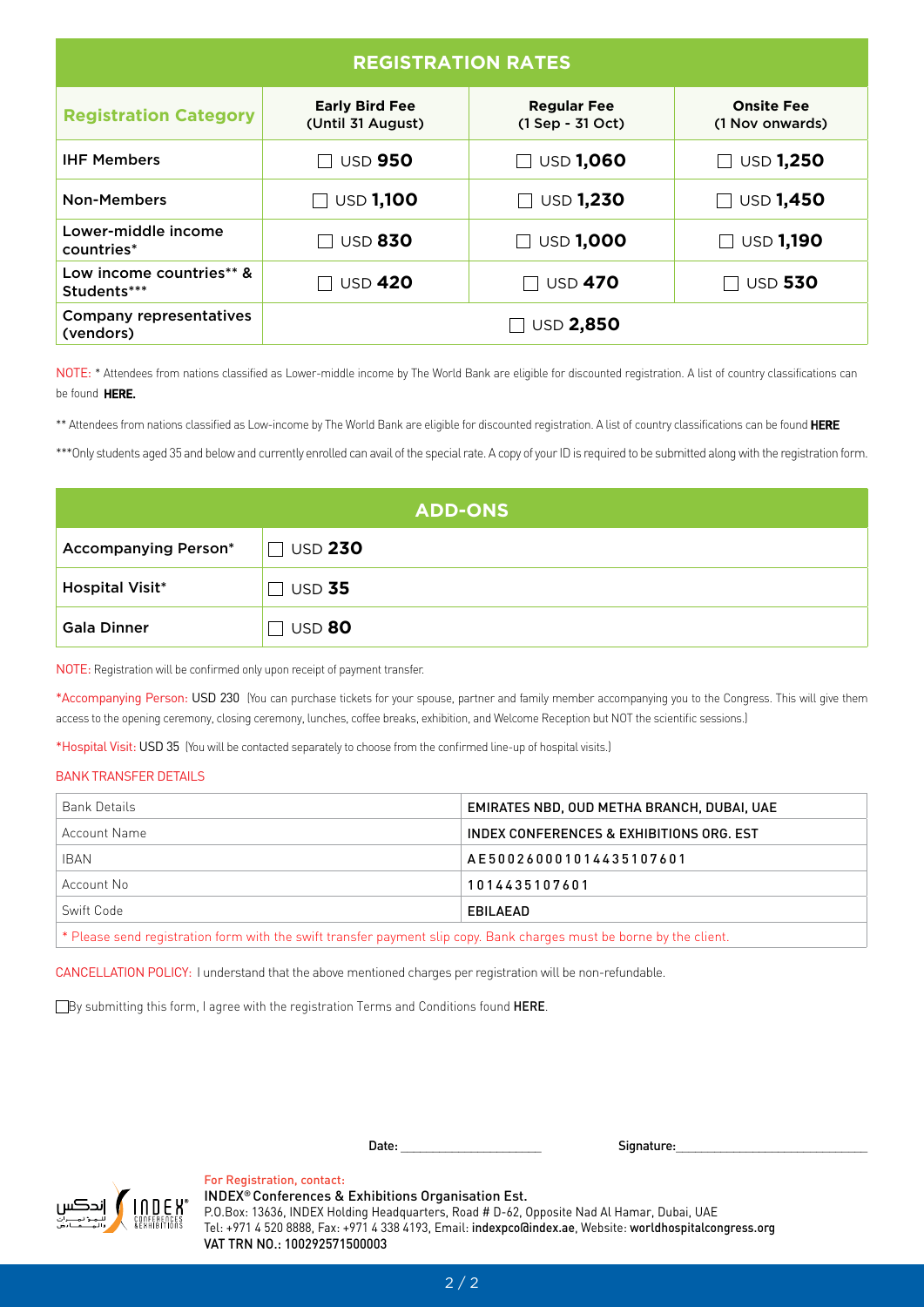## REGISTRATION RATES

| Registration Category | Early Bird Fee (Until 31 August) | Regular Fee (1 Sep - 31 Oct) | Onsite Fee (1 Nov onwards) |
|---|---|---|---|
| IHF Members | ☐ USD **950** | ☐ USD **1,060** | ☐ USD **1,250** |
| Non-Members | ☐ USD **1,100** | ☐ USD **1,230** | ☐ USD **1,450** |
| Lower-middle income countries* | ☐ USD **830** | ☐ USD **1,000** | ☐ USD **1,190** |
| Low income countries** & Students*** | ☐ USD **420** | ☐ USD **470** | ☐ USD **530** |
| Company representatives (vendors) | ☐ USD **2,850** | | |

NOTE: * Attendees from nations classified as Lower-middle income by The World Bank are eligible for discounted registration. A list of country classifications can be found **HERE.**

** Attendees from nations classified as Low-income by The World Bank are eligible for discounted registration. A list of country classifications can be found **HERE**

***Only students aged 35 and below and currently enrolled can avail of the special rate. A copy of your ID is required to be submitted along with the registration form.

## ADD-ONS

| | |
|---|---|
| Accompanying Person* | ☐ USD **230** |
| Hospital Visit* | ☐ USD **35** |
| Gala Dinner | ☐ USD **80** |

NOTE: Registration will be confirmed only upon receipt of payment transfer.

*Accompanying Person: USD 230 (You can purchase tickets for your spouse, partner and family member accompanying you to the Congress. This will give them access to the opening ceremony, closing ceremony, lunches, coffee breaks, exhibition, and Welcome Reception but NOT the scientific sessions.)

*Hospital Visit: USD 35 (You will be contacted separately to choose from the confirmed line-up of hospital visits.)

BANK TRANSFER DETAILS

| | |
|---|---|
| Bank Details | EMIRATES NBD, OUD METHA BRANCH, DUBAI, UAE |
| Account Name | INDEX CONFERENCES & EXHIBITIONS ORG. EST |
| IBAN | AE500260001014435107601 |
| Account No | 1014435107601 |
| Swift Code | EBILAEAD |

* Please send registration form with the swift transfer payment slip copy. Bank charges must be borne by the client.

CANCELLATION POLICY: I understand that the above mentioned charges per registration will be non-refundable.

☐ By submitting this form, I agree with the registration Terms and Conditions found HERE.

Date: ____________________ Signature: ____________________________

For Registration, contact:
INDEX® Conferences & Exhibitions Organisation Est.
P.O.Box: 13636, INDEX Holding Headquarters, Road # D-62, Opposite Nad Al Hamar, Dubai, UAE
Tel: +971 4 520 8888, Fax: +971 4 338 4193, Email: indexpco@index.ae, Website: worldhospitalcongress.org
VAT TRN NO.: 100292571500003